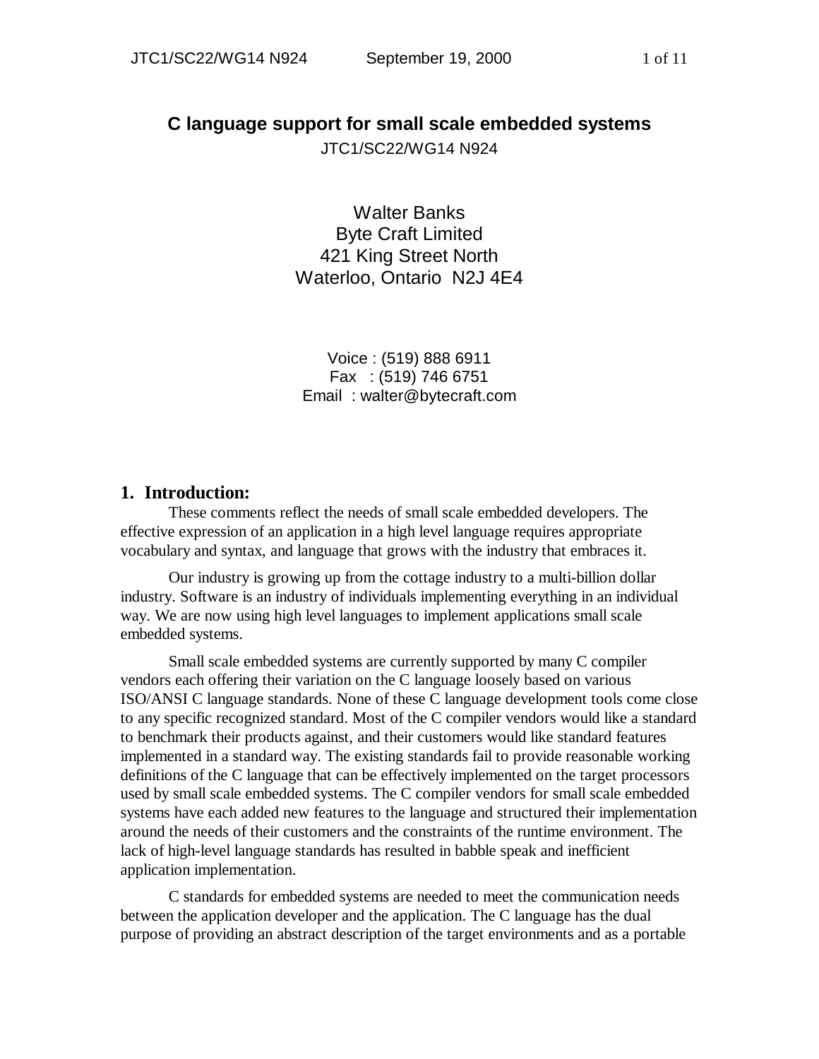# C language support for small scale embedded systems

JTC1/SC22/WG14 N924

Walter Banks
Byte Craft Limited
421 King Street North
Waterloo, Ontario N2J 4E4

Voice : (519) 888 6911
Fax : (519) 746 6751
Email : walter@bytecraft.com

## 1. Introduction:

These comments reflect the needs of small scale embedded developers. The effective expression of an application in a high level language requires appropriate vocabulary and syntax, and language that grows with the industry that embraces it.

Our industry is growing up from the cottage industry to a multi-billion dollar industry. Software is an industry of individuals implementing everything in an individual way. We are now using high level languages to implement applications small scale embedded systems.

Small scale embedded systems are currently supported by many C compiler vendors each offering their variation on the C language loosely based on various ISO/ANSI C language standards. None of these C language development tools come close to any specific recognized standard. Most of the C compiler vendors would like a standard to benchmark their products against, and their customers would like standard features implemented in a standard way. The existing standards fail to provide reasonable working definitions of the C language that can be effectively implemented on the target processors used by small scale embedded systems. The C compiler vendors for small scale embedded systems have each added new features to the language and structured their implementation around the needs of their customers and the constraints of the runtime environment. The lack of high-level language standards has resulted in babble speak and inefficient application implementation.

C standards for embedded systems are needed to meet the communication needs between the application developer and the application. The C language has the dual purpose of providing an abstract description of the target environments and as a portable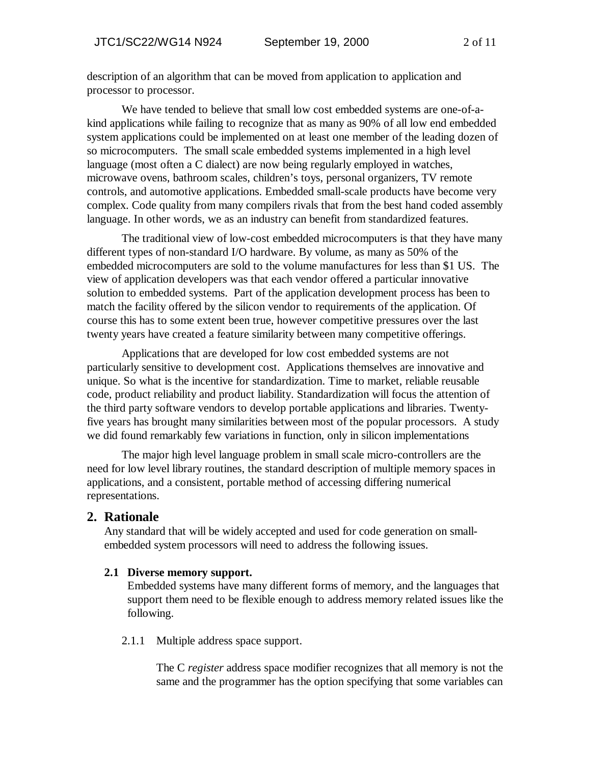description of an algorithm that can be moved from application to application and processor to processor.

We have tended to believe that small low cost embedded systems are one-of-a-kind applications while failing to recognize that as many as 90% of all low end embedded system applications could be implemented on at least one member of the leading dozen of so microcomputers. The small scale embedded systems implemented in a high level language (most often a C dialect) are now being regularly employed in watches, microwave ovens, bathroom scales, children's toys, personal organizers, TV remote controls, and automotive applications. Embedded small-scale products have become very complex. Code quality from many compilers rivals that from the best hand coded assembly language. In other words, we as an industry can benefit from standardized features.

The traditional view of low-cost embedded microcomputers is that they have many different types of non-standard I/O hardware. By volume, as many as 50% of the embedded microcomputers are sold to the volume manufactures for less than $1 US. The view of application developers was that each vendor offered a particular innovative solution to embedded systems. Part of the application development process has been to match the facility offered by the silicon vendor to requirements of the application. Of course this has to some extent been true, however competitive pressures over the last twenty years have created a feature similarity between many competitive offerings.

Applications that are developed for low cost embedded systems are not particularly sensitive to development cost. Applications themselves are innovative and unique. So what is the incentive for standardization. Time to market, reliable reusable code, product reliability and product liability. Standardization will focus the attention of the third party software vendors to develop portable applications and libraries. Twenty-five years has brought many similarities between most of the popular processors. A study we did found remarkably few variations in function, only in silicon implementations

The major high level language problem in small scale micro-controllers are the need for low level library routines, the standard description of multiple memory spaces in applications, and a consistent, portable method of accessing differing numerical representations.

## 2. Rationale

Any standard that will be widely accepted and used for code generation on small-embedded system processors will need to address the following issues.

### 2.1 Diverse memory support.

Embedded systems have many different forms of memory, and the languages that support them need to be flexible enough to address memory related issues like the following.

#### 2.1.1 Multiple address space support.

The C *register* address space modifier recognizes that all memory is not the same and the programmer has the option specifying that some variables can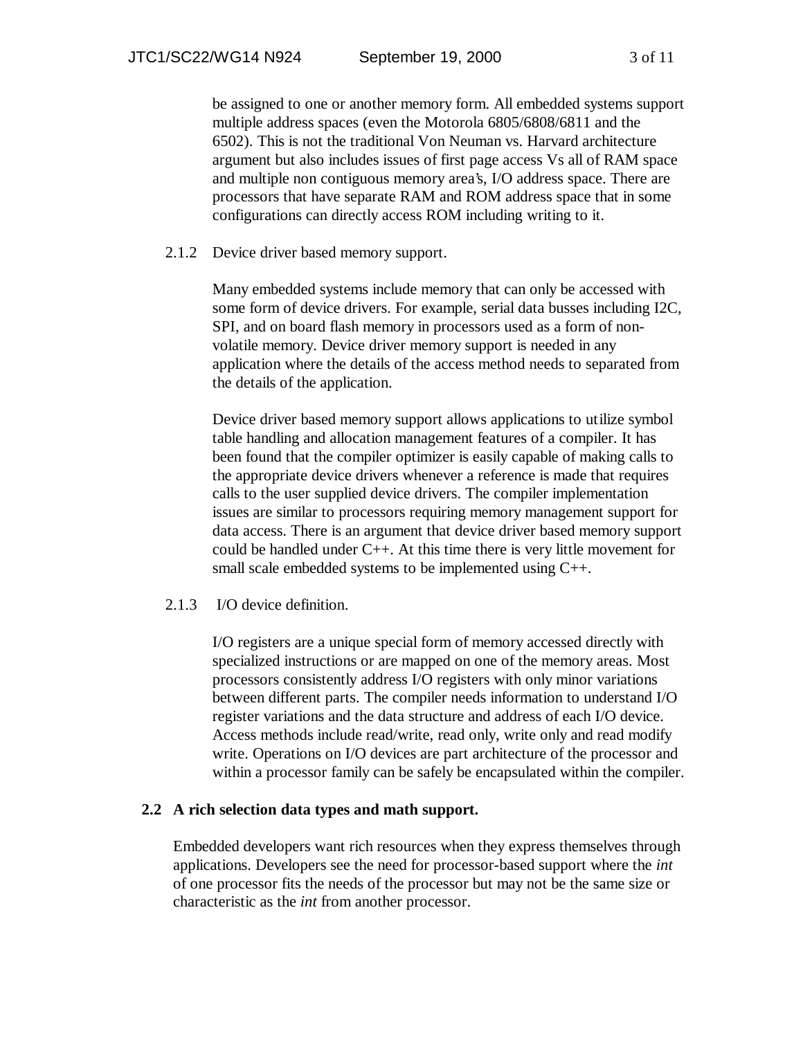be assigned to one or another memory form. All embedded systems support multiple address spaces (even the Motorola 6805/6808/6811 and the 6502). This is not the traditional Von Neuman vs. Harvard architecture argument but also includes issues of first page access Vs all of RAM space and multiple non contiguous memory area's, I/O address space. There are processors that have separate RAM and ROM address space that in some configurations can directly access ROM including writing to it.

#### 2.1.2 Device driver based memory support.

Many embedded systems include memory that can only be accessed with some form of device drivers. For example, serial data busses including I2C, SPI, and on board flash memory in processors used as a form of non-volatile memory. Device driver memory support is needed in any application where the details of the access method needs to separated from the details of the application.

Device driver based memory support allows applications to utilize symbol table handling and allocation management features of a compiler. It has been found that the compiler optimizer is easily capable of making calls to the appropriate device drivers whenever a reference is made that requires calls to the user supplied device drivers. The compiler implementation issues are similar to processors requiring memory management support for data access. There is an argument that device driver based memory support could be handled under C++. At this time there is very little movement for small scale embedded systems to be implemented using C++.

#### 2.1.3 I/O device definition.

I/O registers are a unique special form of memory accessed directly with specialized instructions or are mapped on one of the memory areas. Most processors consistently address I/O registers with only minor variations between different parts. The compiler needs information to understand I/O register variations and the data structure and address of each I/O device. Access methods include read/write, read only, write only and read modify write. Operations on I/O devices are part architecture of the processor and within a processor family can be safely be encapsulated within the compiler.

### 2.2 A rich selection data types and math support.

Embedded developers want rich resources when they express themselves through applications. Developers see the need for processor-based support where the *int* of one processor fits the needs of the processor but may not be the same size or characteristic as the *int* from another processor.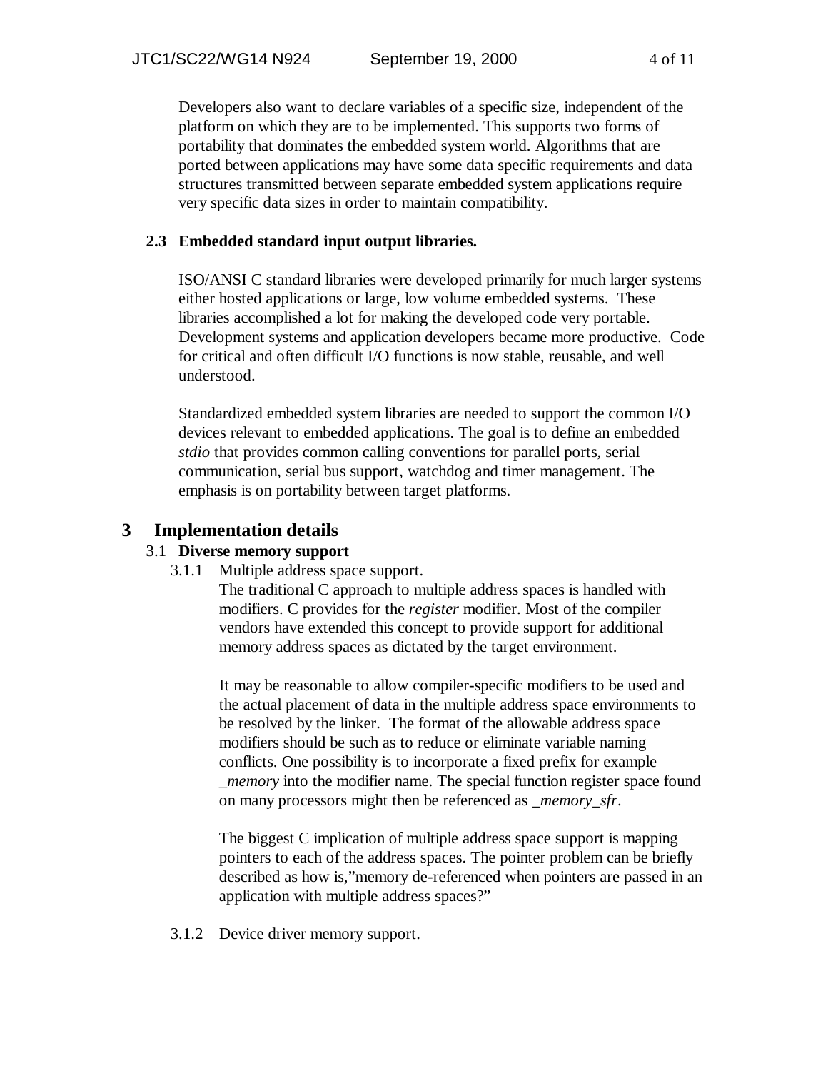Developers also want to declare variables of a specific size, independent of the platform on which they are to be implemented. This supports two forms of portability that dominates the embedded system world. Algorithms that are ported between applications may have some data specific requirements and data structures transmitted between separate embedded system applications require very specific data sizes in order to maintain compatibility.

### 2.3 Embedded standard input output libraries.

ISO/ANSI C standard libraries were developed primarily for much larger systems either hosted applications or large, low volume embedded systems. These libraries accomplished a lot for making the developed code very portable. Development systems and application developers became more productive. Code for critical and often difficult I/O functions is now stable, reusable, and well understood.

Standardized embedded system libraries are needed to support the common I/O devices relevant to embedded applications. The goal is to define an embedded *stdio* that provides common calling conventions for parallel ports, serial communication, serial bus support, watchdog and timer management. The emphasis is on portability between target platforms.

# 3 Implementation details

## 3.1 Diverse memory support

### 3.1.1 Multiple address space support.

The traditional C approach to multiple address spaces is handled with modifiers. C provides for the *register* modifier. Most of the compiler vendors have extended this concept to provide support for additional memory address spaces as dictated by the target environment.

It may be reasonable to allow compiler-specific modifiers to be used and the actual placement of data in the multiple address space environments to be resolved by the linker. The format of the allowable address space modifiers should be such as to reduce or eliminate variable naming conflicts. One possibility is to incorporate a fixed prefix for example *_memory* into the modifier name. The special function register space found on many processors might then be referenced as *_memory_sfr*.

The biggest C implication of multiple address space support is mapping pointers to each of the address spaces. The pointer problem can be briefly described as how is,"memory de-referenced when pointers are passed in an application with multiple address spaces?"

### 3.1.2 Device driver memory support.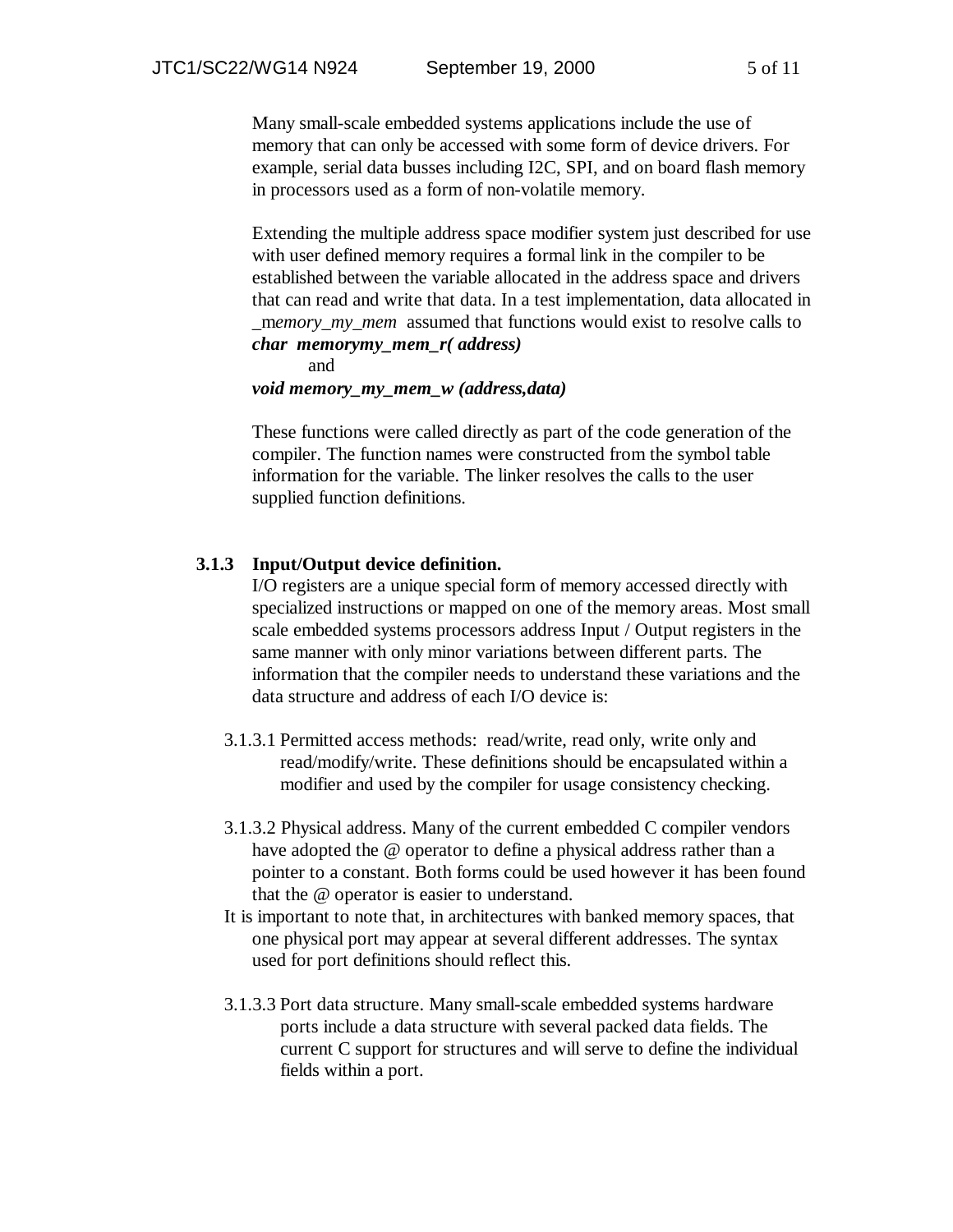Many small-scale embedded systems applications include the use of memory that can only be accessed with some form of device drivers. For example, serial data busses including I2C, SPI, and on board flash memory in processors used as a form of non-volatile memory.

Extending the multiple address space modifier system just described for use with user defined memory requires a formal link in the compiler to be established between the variable allocated in the address space and drivers that can read and write that data. In a test implementation, data allocated in _m*emory_my_mem* assumed that functions would exist to resolve calls to
***char memorymy_mem_r( address)***
and
***void memory_my_mem_w (address,data)***

These functions were called directly as part of the code generation of the compiler. The function names were constructed from the symbol table information for the variable. The linker resolves the calls to the user supplied function definitions.

### 3.1.3 Input/Output device definition.

I/O registers are a unique special form of memory accessed directly with specialized instructions or mapped on one of the memory areas. Most small scale embedded systems processors address Input / Output registers in the same manner with only minor variations between different parts. The information that the compiler needs to understand these variations and the data structure and address of each I/O device is:

3.1.3.1 Permitted access methods: read/write, read only, write only and read/modify/write. These definitions should be encapsulated within a modifier and used by the compiler for usage consistency checking.

3.1.3.2 Physical address. Many of the current embedded C compiler vendors have adopted the @ operator to define a physical address rather than a pointer to a constant. Both forms could be used however it has been found that the @ operator is easier to understand.

It is important to note that, in architectures with banked memory spaces, that one physical port may appear at several different addresses. The syntax used for port definitions should reflect this.

3.1.3.3 Port data structure. Many small-scale embedded systems hardware ports include a data structure with several packed data fields. The current C support for structures and will serve to define the individual fields within a port.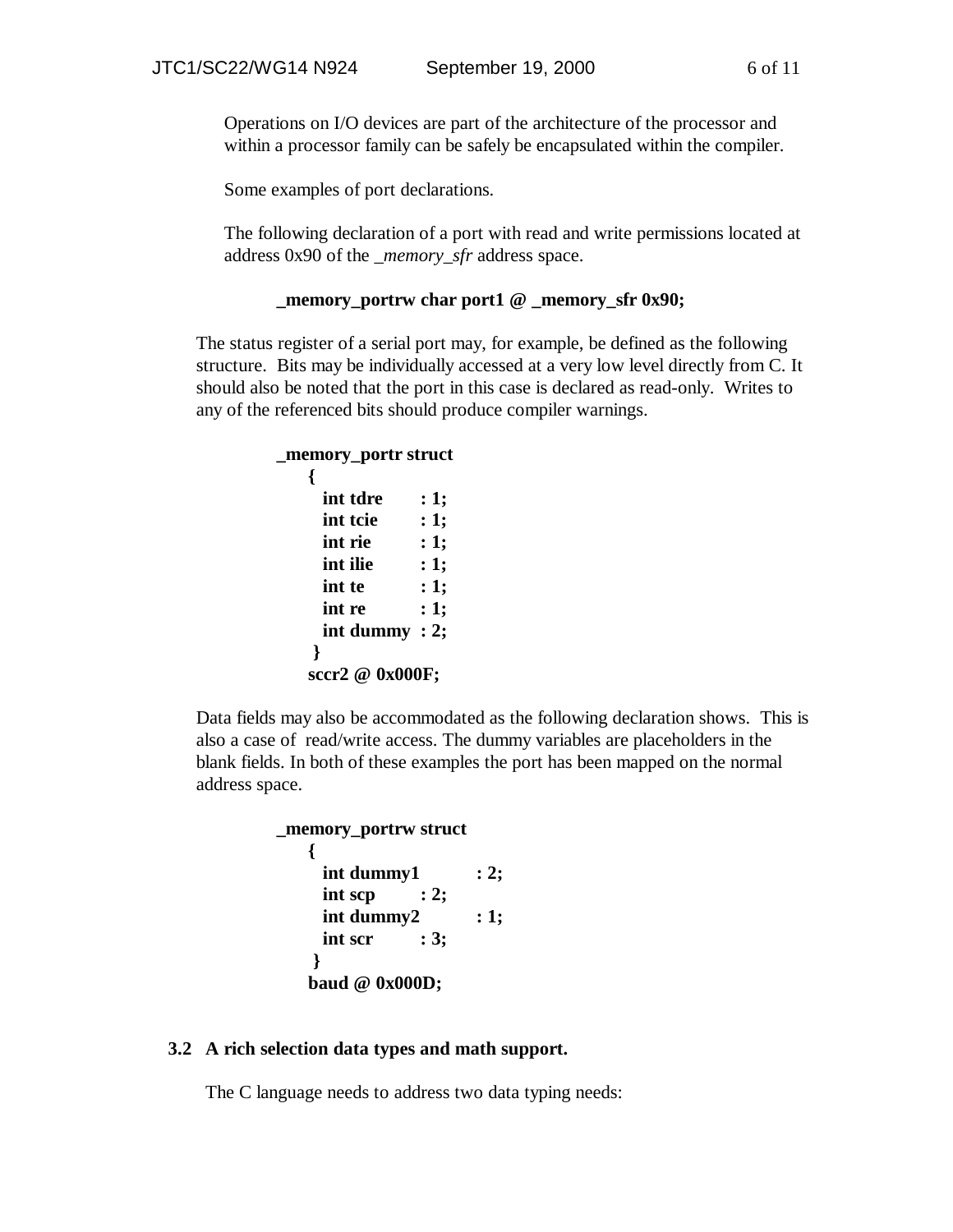Operations on I/O devices are part of the architecture of the processor and within a processor family can be safely be encapsulated within the compiler.

Some examples of port declarations.

The following declaration of a port with read and write permissions located at address 0x90 of the *_memory_sfr* address space.

```
_memory_portrw char port1 @ _memory_sfr 0x90;
```

The status register of a serial port may, for example, be defined as the following structure. Bits may be individually accessed at a very low level directly from C. It should also be noted that the port in this case is declared as read-only. Writes to any of the referenced bits should produce compiler warnings.

```
_memory_portr struct
    {
      int tdre      : 1;
      int tcie      : 1;
      int rie       : 1;
      int ilie      : 1;
      int te        : 1;
      int re        : 1;
      int dummy  : 2;
     }
    sccr2 @ 0x000F;
```

Data fields may also be accommodated as the following declaration shows. This is also a case of read/write access. The dummy variables are placeholders in the blank fields. In both of these examples the port has been mapped on the normal address space.

```
_memory_portrw struct
    {
      int dummy1         : 2;
      int scp       : 2;
      int dummy2         : 1;
      int scr       : 3;
     }
    baud @ 0x000D;
```

### 3.2 A rich selection data types and math support.

The C language needs to address two data typing needs: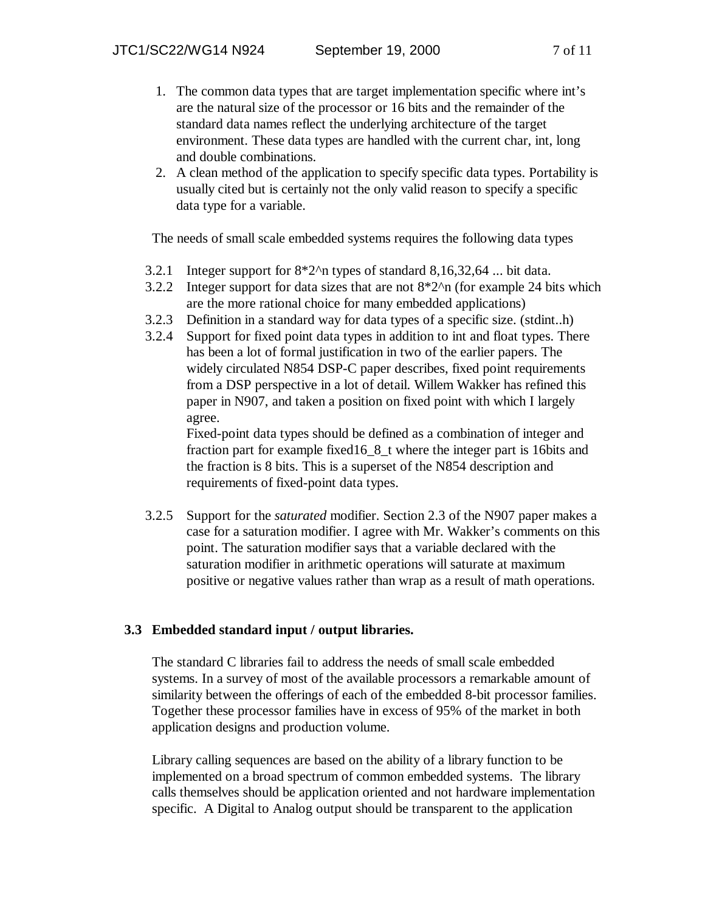1. The common data types that are target implementation specific where int's are the natural size of the processor or 16 bits and the remainder of the standard data names reflect the underlying architecture of the target environment. These data types are handled with the current char, int, long and double combinations.
2. A clean method of the application to specify specific data types. Portability is usually cited but is certainly not the only valid reason to specify a specific data type for a variable.

The needs of small scale embedded systems requires the following data types

3.2.1 Integer support for 8*2^n types of standard 8,16,32,64 ... bit data.

3.2.2 Integer support for data sizes that are not 8*2^n (for example 24 bits which are the more rational choice for many embedded applications)

3.2.3 Definition in a standard way for data types of a specific size. (stdint..h)

3.2.4 Support for fixed point data types in addition to int and float types. There has been a lot of formal justification in two of the earlier papers. The widely circulated N854 DSP-C paper describes, fixed point requirements from a DSP perspective in a lot of detail. Willem Wakker has refined this paper in N907, and taken a position on fixed point with which I largely agree.

Fixed-point data types should be defined as a combination of integer and fraction part for example fixed16_8_t where the integer part is 16bits and the fraction is 8 bits. This is a superset of the N854 description and requirements of fixed-point data types.

3.2.5 Support for the *saturated* modifier. Section 2.3 of the N907 paper makes a case for a saturation modifier. I agree with Mr. Wakker's comments on this point. The saturation modifier says that a variable declared with the saturation modifier in arithmetic operations will saturate at maximum positive or negative values rather than wrap as a result of math operations.

### 3.3 Embedded standard input / output libraries.

The standard C libraries fail to address the needs of small scale embedded systems. In a survey of most of the available processors a remarkable amount of similarity between the offerings of each of the embedded 8-bit processor families. Together these processor families have in excess of 95% of the market in both application designs and production volume.

Library calling sequences are based on the ability of a library function to be implemented on a broad spectrum of common embedded systems. The library calls themselves should be application oriented and not hardware implementation specific. A Digital to Analog output should be transparent to the application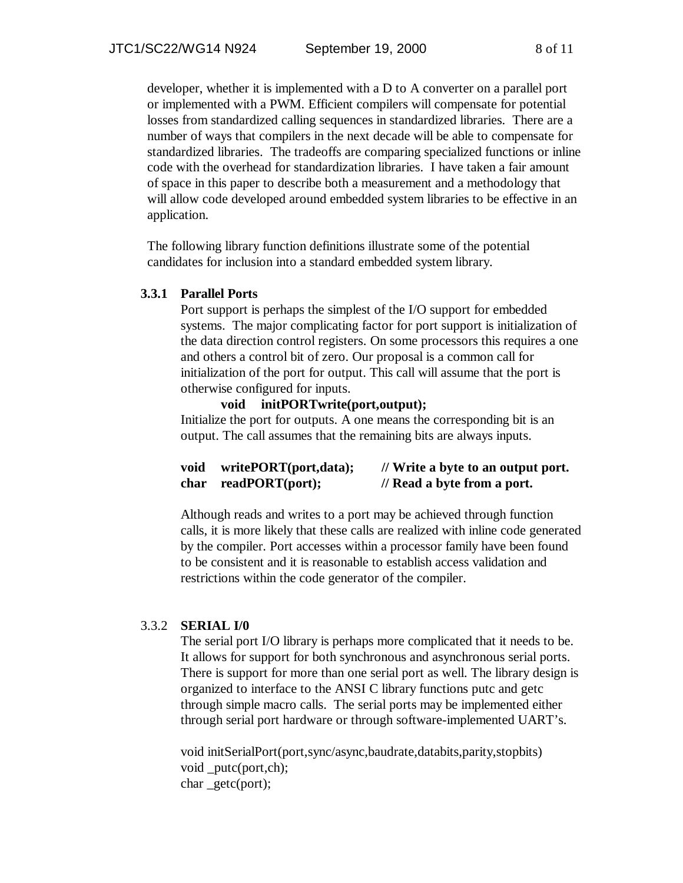developer, whether it is implemented with a D to A converter on a parallel port or implemented with a PWM. Efficient compilers will compensate for potential losses from standardized calling sequences in standardized libraries. There are a number of ways that compilers in the next decade will be able to compensate for standardized libraries. The tradeoffs are comparing specialized functions or inline code with the overhead for standardization libraries. I have taken a fair amount of space in this paper to describe both a measurement and a methodology that will allow code developed around embedded system libraries to be effective in an application.

The following library function definitions illustrate some of the potential candidates for inclusion into a standard embedded system library.

### 3.3.1 Parallel Ports

Port support is perhaps the simplest of the I/O support for embedded systems. The major complicating factor for port support is initialization of the data direction control registers. On some processors this requires a one and others a control bit of zero. Our proposal is a common call for initialization of the port for output. This call will assume that the port is otherwise configured for inputs.

```
void    initPORTwrite(port,output);
```

Initialize the port for outputs. A one means the corresponding bit is an output. The call assumes that the remaining bits are always inputs.

```
void   writePORT(port,data);       // Write a byte to an output port.
char   readPORT(port);             // Read a byte from a port.
```

Although reads and writes to a port may be achieved through function calls, it is more likely that these calls are realized with inline code generated by the compiler. Port accesses within a processor family have been found to be consistent and it is reasonable to establish access validation and restrictions within the code generator of the compiler.

### 3.3.2 SERIAL I/0

The serial port I/O library is perhaps more complicated that it needs to be. It allows for support for both synchronous and asynchronous serial ports. There is support for more than one serial port as well. The library design is organized to interface to the ANSI C library functions putc and getc through simple macro calls. The serial ports may be implemented either through serial port hardware or through software-implemented UART's.

```
void initSerialPort(port,sync/async,baudrate,databits,parity,stopbits)
void _putc(port,ch);
char _getc(port);
```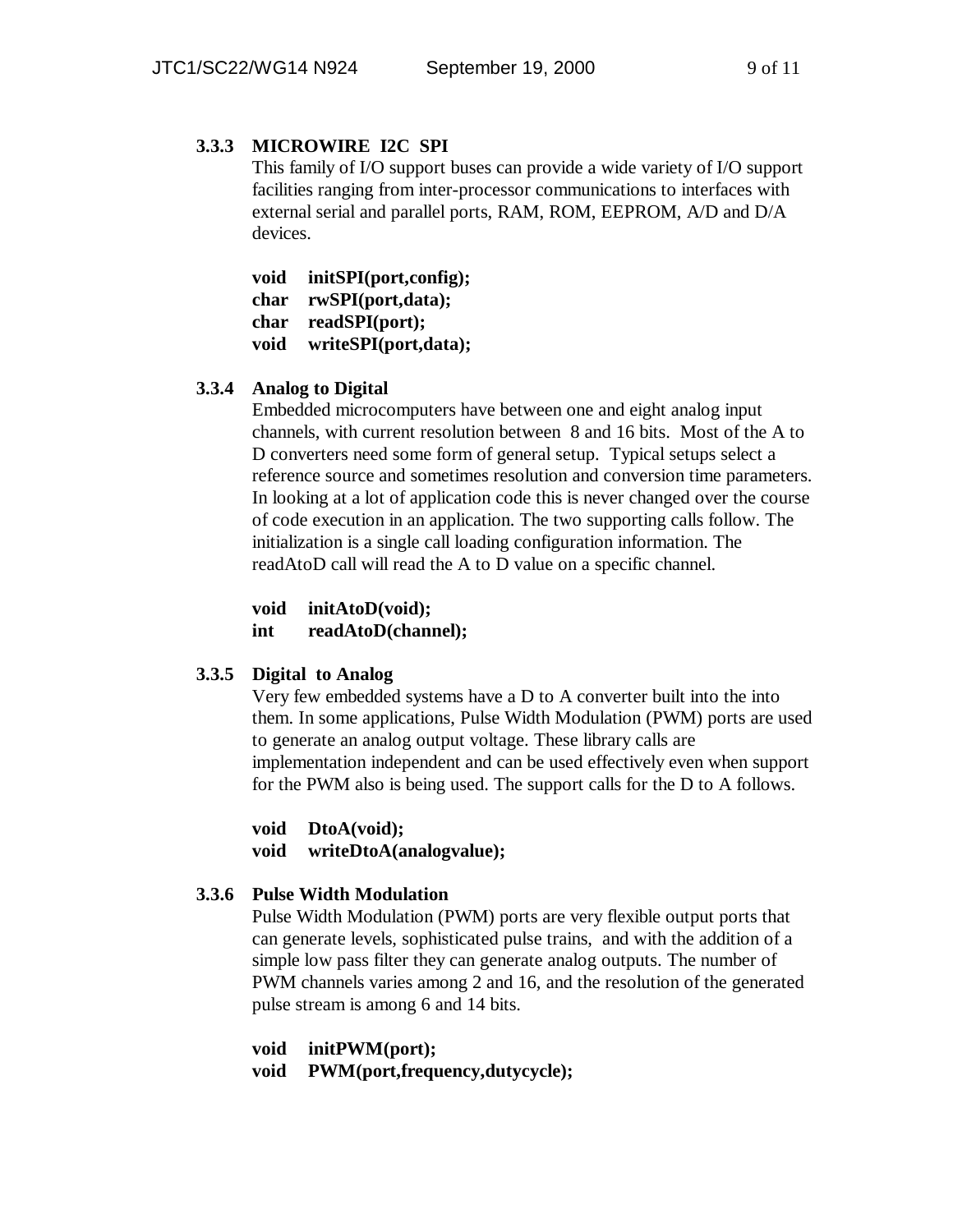### 3.3.3 MICROWIRE I2C SPI

This family of I/O support buses can provide a wide variety of I/O support facilities ranging from inter-processor communications to interfaces with external serial and parallel ports, RAM, ROM, EEPROM, A/D and D/A devices.

```
void    initSPI(port,config);
char    rwSPI(port,data);
char    readSPI(port);
void    writeSPI(port,data);
```

### 3.3.4 Analog to Digital

Embedded microcomputers have between one and eight analog input channels, with current resolution between 8 and 16 bits. Most of the A to D converters need some form of general setup. Typical setups select a reference source and sometimes resolution and conversion time parameters. In looking at a lot of application code this is never changed over the course of code execution in an application. The two supporting calls follow. The initialization is a single call loading configuration information. The readAtoD call will read the A to D value on a specific channel.

```
void    initAtoD(void);
int     readAtoD(channel);
```

### 3.3.5 Digital to Analog

Very few embedded systems have a D to A converter built into the into them. In some applications, Pulse Width Modulation (PWM) ports are used to generate an analog output voltage. These library calls are implementation independent and can be used effectively even when support for the PWM also is being used. The support calls for the D to A follows.

```
void    DtoA(void);
void    writeDtoA(analogvalue);
```

### 3.3.6 Pulse Width Modulation

Pulse Width Modulation (PWM) ports are very flexible output ports that can generate levels, sophisticated pulse trains, and with the addition of a simple low pass filter they can generate analog outputs. The number of PWM channels varies among 2 and 16, and the resolution of the generated pulse stream is among 6 and 14 bits.

```
void    initPWM(port);
void    PWM(port,frequency,dutycycle);
```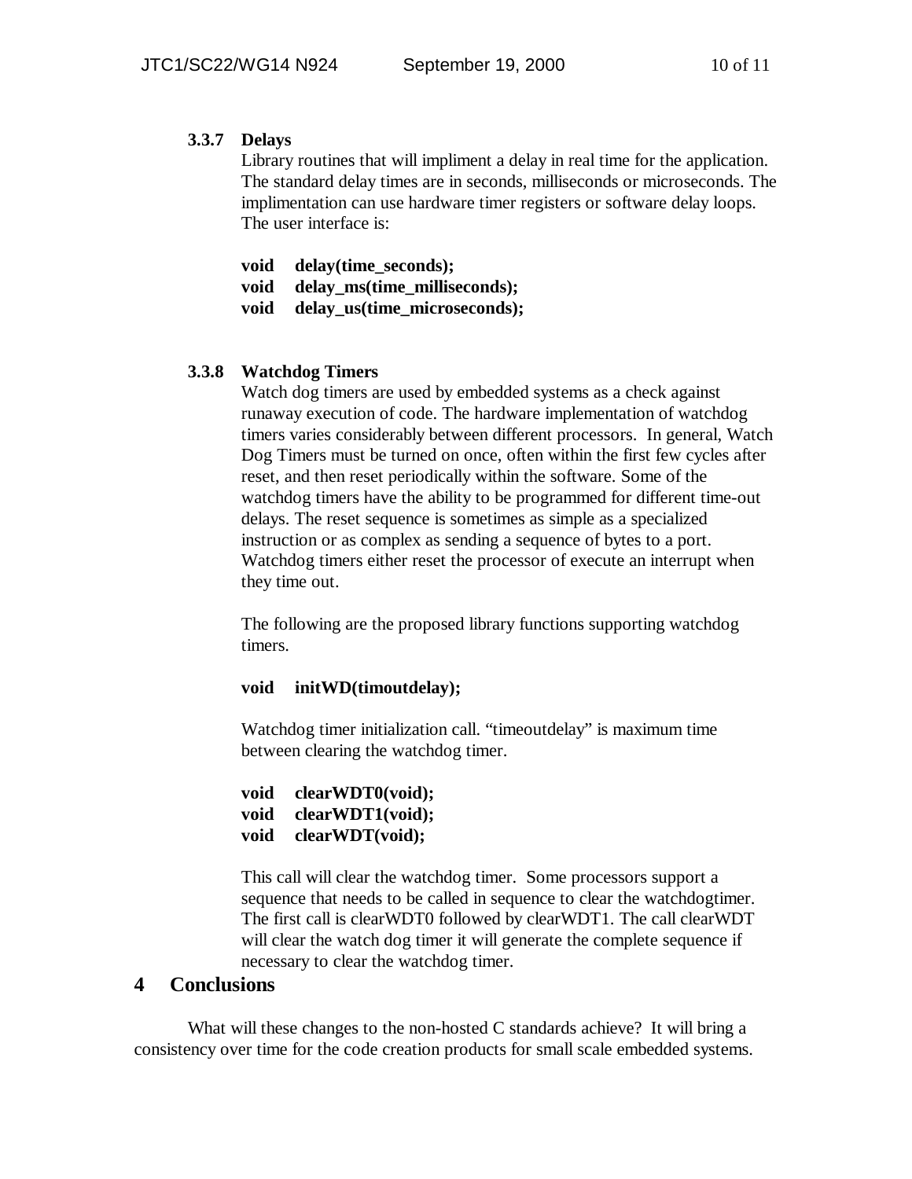### 3.3.7 Delays

Library routines that will impliment a delay in real time for the application. The standard delay times are in seconds, milliseconds or microseconds. The implimentation can use hardware timer registers or software delay loops. The user interface is:

```
void    delay(time_seconds);
void    delay_ms(time_milliseconds);
void    delay_us(time_microseconds);
```

### 3.3.8 Watchdog Timers

Watch dog timers are used by embedded systems as a check against runaway execution of code. The hardware implementation of watchdog timers varies considerably between different processors. In general, Watch Dog Timers must be turned on once, often within the first few cycles after reset, and then reset periodically within the software. Some of the watchdog timers have the ability to be programmed for different time-out delays. The reset sequence is sometimes as simple as a specialized instruction or as complex as sending a sequence of bytes to a port. Watchdog timers either reset the processor of execute an interrupt when they time out.

The following are the proposed library functions supporting watchdog timers.

```
void    initWD(timoutdelay);
```

Watchdog timer initialization call. “timeoutdelay” is maximum time between clearing the watchdog timer.

```
void    clearWDT0(void);
void    clearWDT1(void);
void    clearWDT(void);
```

This call will clear the watchdog timer. Some processors support a sequence that needs to be called in sequence to clear the watchdogtimer. The first call is clearWDT0 followed by clearWDT1. The call clearWDT will clear the watch dog timer it will generate the complete sequence if necessary to clear the watchdog timer.

## 4 Conclusions

What will these changes to the non-hosted C standards achieve? It will bring a consistency over time for the code creation products for small scale embedded systems.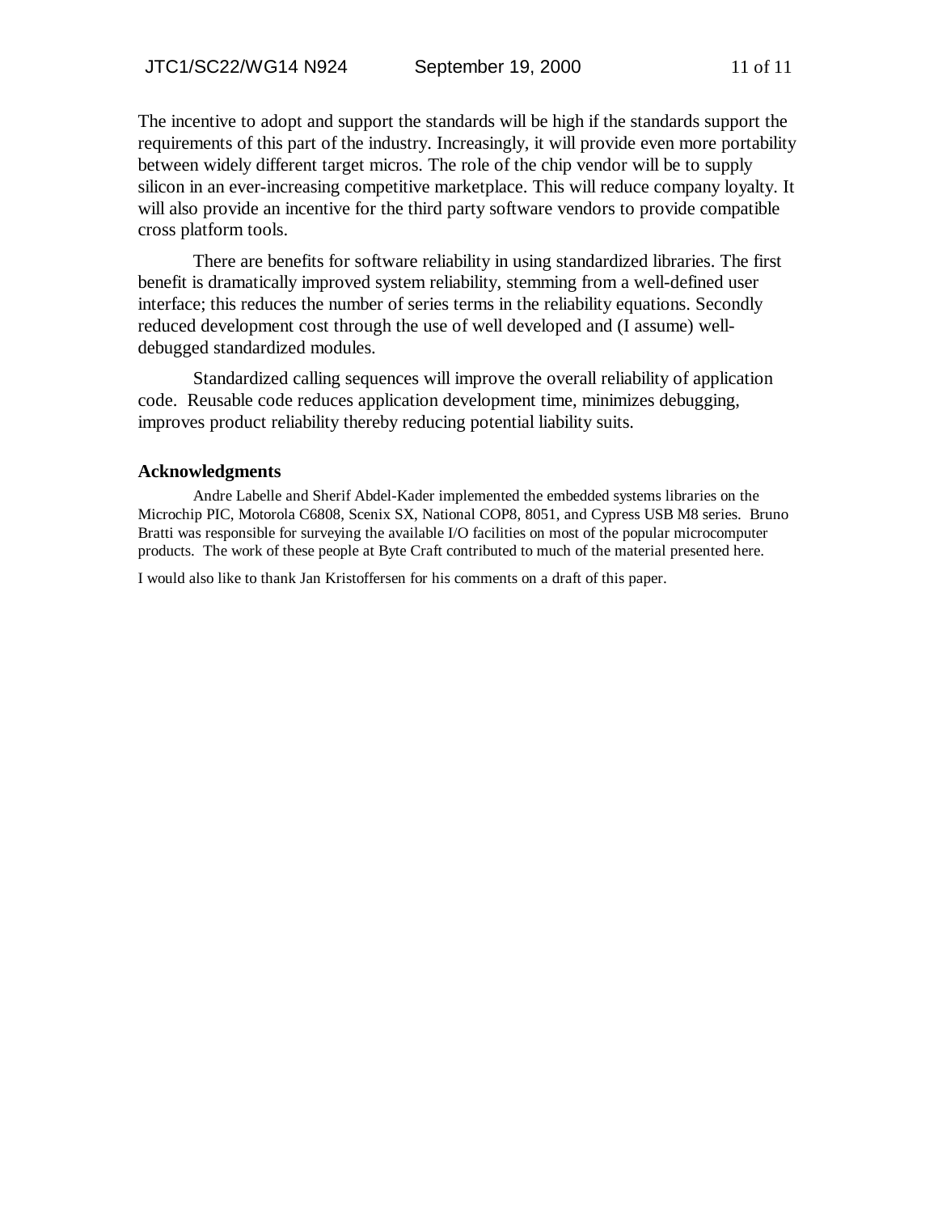The incentive to adopt and support the standards will be high if the standards support the requirements of this part of the industry. Increasingly, it will provide even more portability between widely different target micros. The role of the chip vendor will be to supply silicon in an ever-increasing competitive marketplace. This will reduce company loyalty. It will also provide an incentive for the third party software vendors to provide compatible cross platform tools.

There are benefits for software reliability in using standardized libraries. The first benefit is dramatically improved system reliability, stemming from a well-defined user interface; this reduces the number of series terms in the reliability equations. Secondly reduced development cost through the use of well developed and (I assume) well-debugged standardized modules.

Standardized calling sequences will improve the overall reliability of application code. Reusable code reduces application development time, minimizes debugging, improves product reliability thereby reducing potential liability suits.

## Acknowledgments

Andre Labelle and Sherif Abdel-Kader implemented the embedded systems libraries on the Microchip PIC, Motorola C6808, Scenix SX, National COP8, 8051, and Cypress USB M8 series. Bruno Bratti was responsible for surveying the available I/O facilities on most of the popular microcomputer products. The work of these people at Byte Craft contributed to much of the material presented here.

I would also like to thank Jan Kristoffersen for his comments on a draft of this paper.